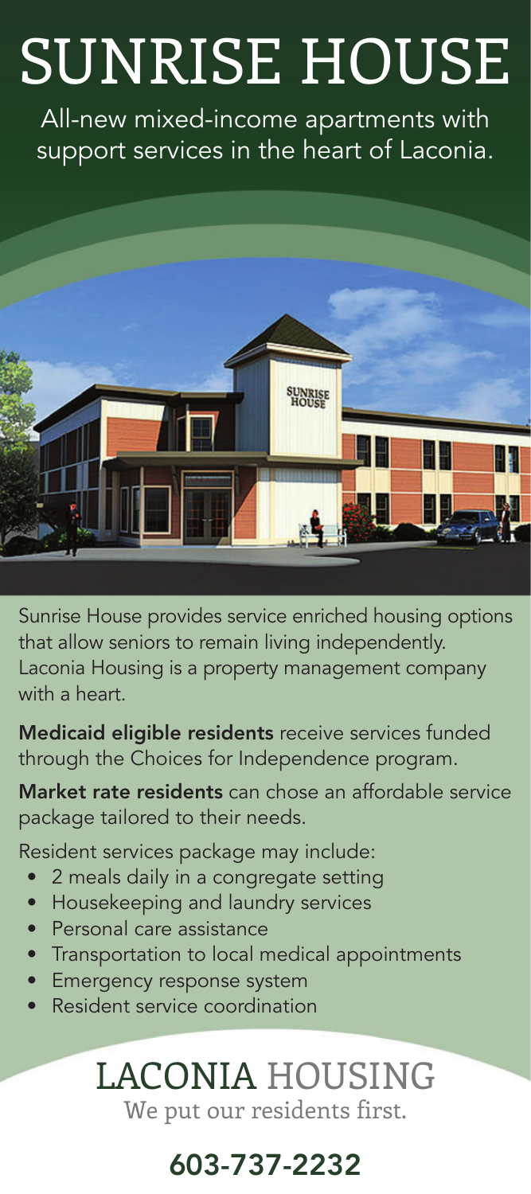# SUNRISE HOUSE

All-new mixed-income apartments with support services in the heart of Laconia.

Sunrise House provides service enriched housing options that allow seniors to remain living independently. Laconia Housing is a property management company with a heart.

**Medicaid eligible residents** receive services funded through the Choices for Independence program.

**Market rate residents** can chose an affordable service package tailored to their needs.

Resident services package may include:

- 2 meals daily in a congregate setting
- Housekeeping and laundry services
- Personal care assistance
- Transportation to local medical appointments
- Emergency response system
- Resident service coordination

## LACONIA HOUSING

We put our residents first.

## 603-737-2232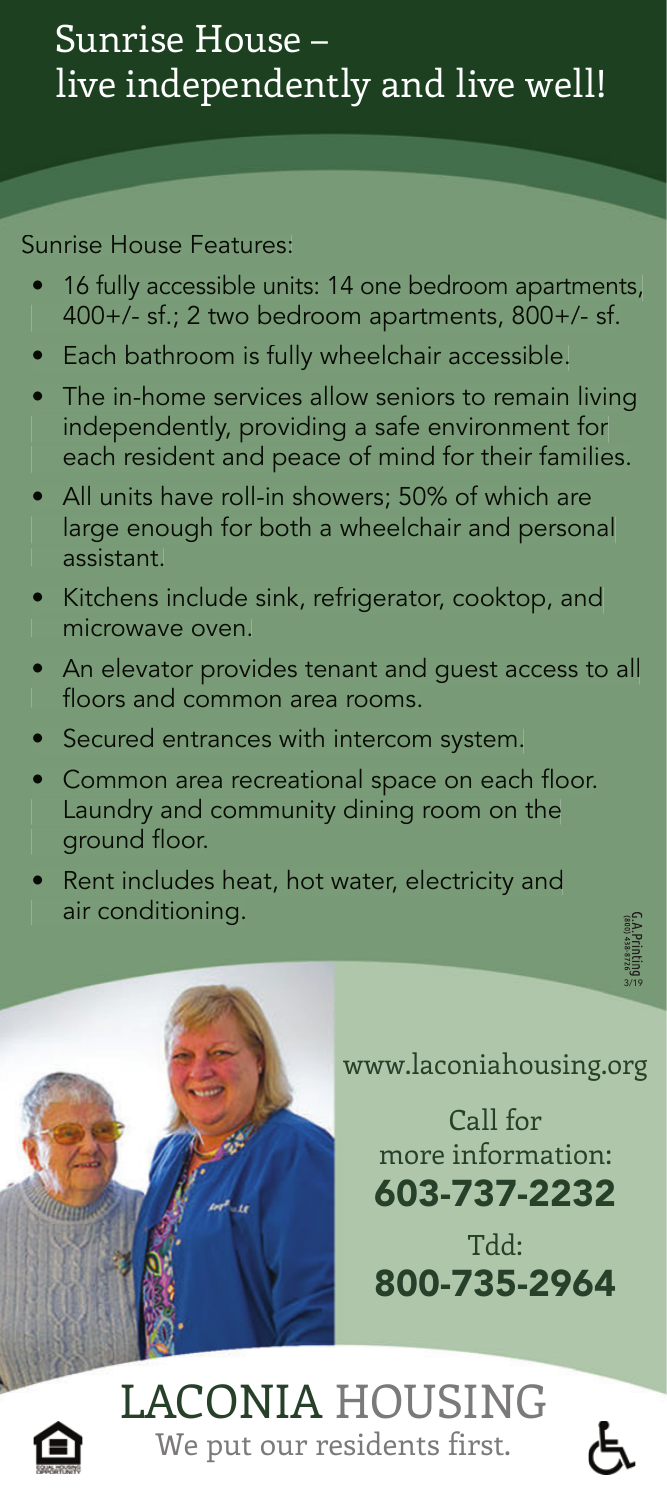# Sunrise House – live independently and live well!

Sunrise House Features:

- 16 fully accessible units: 14 one bedroom apartments, 400+/- sf.; 2 two bedroom apartments, 800+/- sf.
- Each bathroom is fully wheelchair accessible.
- The in-home services allow seniors to remain living independently, providing a safe environment for each resident and peace of mind for their families.
- All units have roll-in showers; 50% of which are large enough for both a wheelchair and personal assistant.
- Kitchens include sink, refrigerator, cooktop, and microwave oven.
- An elevator provides tenant and guest access to all floors and common area rooms.
- Secured entrances with intercom system.
- Common area recreational space on each floor. Laundry and community dining room on the ground floor.
- Rent includes heat, hot water, electricity and air conditioning.

G.A.Printing (800) 438-8726 3/19

www.laconiahousing.org

Call for more information:
**603-737-2232**

Tdd:
**800-735-2964**

## LACONIA HOUSING

We put our residents first.